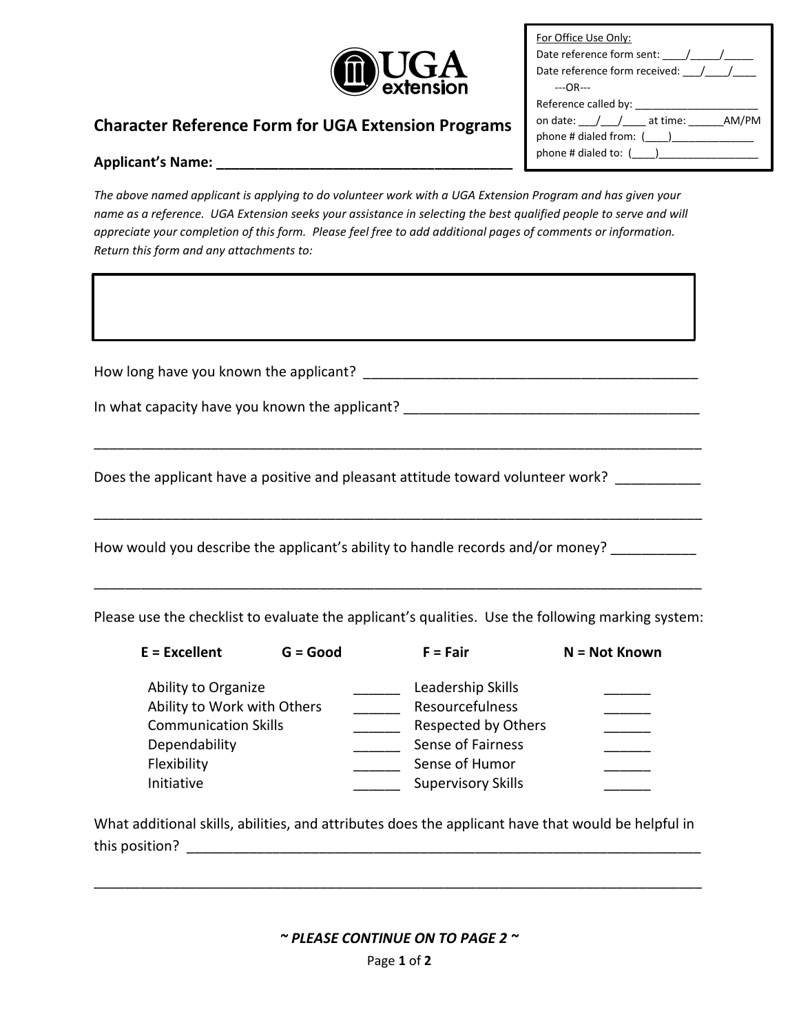For Office Use Only:
Date reference form sent: ____/_____/_____
Date reference form received: ___/____/____
---OR---
Reference called by: _____________________
on date: ___/___/____ at time: ______AM/PM
phone # dialed from: (____)______________
phone # dialed to: (____)_________________

UGA extension

## Character Reference Form for UGA Extension Programs

**Applicant's Name: _______________________________________**

*The above named applicant is applying to do volunteer work with a UGA Extension Program and has given your name as a reference. UGA Extension seeks your assistance in selecting the best qualified people to serve and will appreciate your completion of this form. Please feel free to add additional pages of comments or information. Return this form and any attachments to:*

How long have you known the applicant? ___________________________________________

In what capacity have you known the applicant? _____________________________________

_____________________________________________________________________________

Does the applicant have a positive and pleasant attitude toward volunteer work? __________

_____________________________________________________________________________

How would you describe the applicant's ability to handle records and/or money? __________

_____________________________________________________________________________

Please use the checklist to evaluate the applicant's qualities. Use the following marking system:

**E = Excellent** **G = Good** **F = Fair** **N = Not Known**

| | | | |
|---|---|---|---|
| Ability to Organize | ______ | Leadership Skills | ______ |
| Ability to Work with Others | ______ | Resourcefulness | ______ |
| Communication Skills | ______ | Respected by Others | ______ |
| Dependability | ______ | Sense of Fairness | ______ |
| Flexibility | ______ | Sense of Humor | ______ |
| Initiative | ______ | Supervisory Skills | ______ |

What additional skills, abilities, and attributes does the applicant have that would be helpful in this position? _________________________________________________________________

_____________________________________________________________________________

***~ PLEASE CONTINUE ON TO PAGE 2 ~***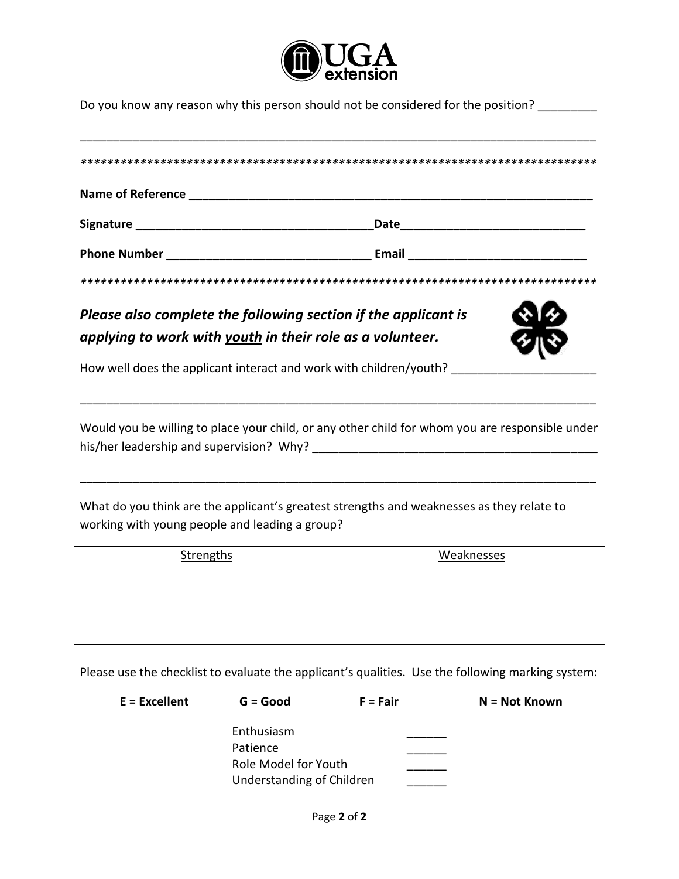Do you know any reason why this person should not be considered for the position? _________

________________________________________________________________________________

*******************************************************************************

**Name of Reference** ______________________________________________________________

**Signature** ___________________________________**Date**____________________________

**Phone Number** ______________________________ **Email** ___________________________

*******************************************************************************

***Please also complete the following section if the applicant is applying to work with <u>youth</u> in their role as a volunteer.***

How well does the applicant interact and work with children/youth? _____________________

________________________________________________________________________________

Would you be willing to place your child, or any other child for whom you are responsible under his/her leadership and supervision? Why? ___________________________________________

________________________________________________________________________________

What do you think are the applicant's greatest strengths and weaknesses as they relate to working with young people and leading a group?

| <u>Strengths</u> | <u>Weaknesses</u> |
| --- | --- |
| | |

Please use the checklist to evaluate the applicant's qualities. Use the following marking system:

**E = Excellent** **G = Good** **F = Fair** **N = Not Known**

| | |
| --- | --- |
| Enthusiasm | ______ |
| Patience | ______ |
| Role Model for Youth | ______ |
| Understanding of Children | ______ |